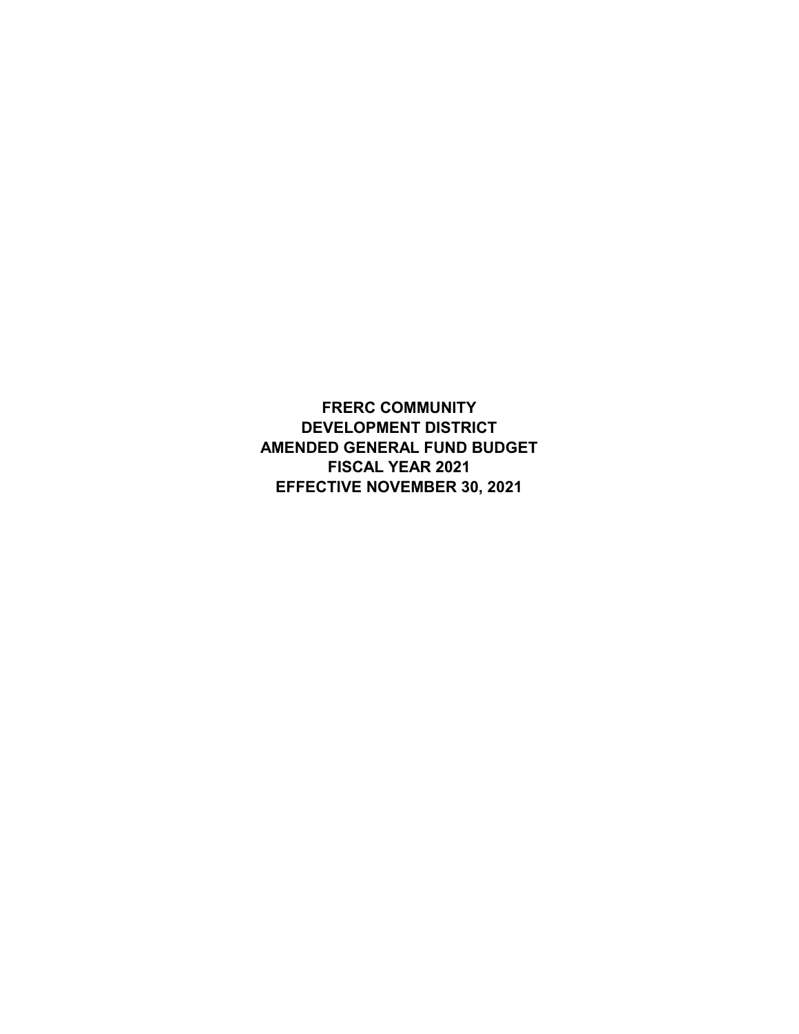# FRERC COMMUNITY DEVELOPMENT DISTRICT AMENDED GENERAL FUND BUDGET FISCAL YEAR 2021 EFFECTIVE NOVEMBER 30, 2021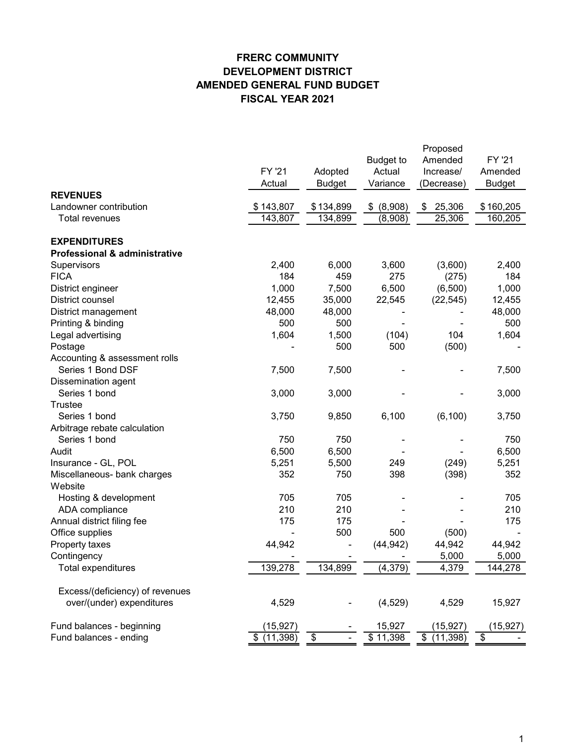# FRERC COMMUNITY DEVELOPMENT DISTRICT AMENDED GENERAL FUND BUDGET FISCAL YEAR 2021

| | FY '21 Actual | Adopted Budget | Budget to Actual Variance | Proposed Amended Increase/ (Decrease) | FY '21 Amended Budget |
|---|---|---|---|---|---|
| **REVENUES** | | | | | |
| Landowner contribution | $ 143,807 | $ 134,899 | $ (8,908) | $ 25,306 | $ 160,205 |
| Total revenues | 143,807 | 134,899 | (8,908) | 25,306 | 160,205 |
| | | | | | |
| **EXPENDITURES** | | | | | |
| **Professional & administrative** | | | | | |
| Supervisors | 2,400 | 6,000 | 3,600 | (3,600) | 2,400 |
| FICA | 184 | 459 | 275 | (275) | 184 |
| District engineer | 1,000 | 7,500 | 6,500 | (6,500) | 1,000 |
| District counsel | 12,455 | 35,000 | 22,545 | (22,545) | 12,455 |
| District management | 48,000 | 48,000 | - | - | 48,000 |
| Printing & binding | 500 | 500 | - | - | 500 |
| Legal advertising | 1,604 | 1,500 | (104) | 104 | 1,604 |
| Postage | - | 500 | 500 | (500) | - |
| Accounting & assessment rolls | | | | | |
| Series 1 Bond DSF | 7,500 | 7,500 | - | - | 7,500 |
| Dissemination agent | | | | | |
| Series 1 bond | 3,000 | 3,000 | - | - | 3,000 |
| Trustee | | | | | |
| Series 1 bond | 3,750 | 9,850 | 6,100 | (6,100) | 3,750 |
| Arbitrage rebate calculation | | | | | |
| Series 1 bond | 750 | 750 | - | - | 750 |
| Audit | 6,500 | 6,500 | - | - | 6,500 |
| Insurance - GL, POL | 5,251 | 5,500 | 249 | (249) | 5,251 |
| Miscellaneous- bank charges | 352 | 750 | 398 | (398) | 352 |
| Website | | | | | |
| Hosting & development | 705 | 705 | - | - | 705 |
| ADA compliance | 210 | 210 | - | - | 210 |
| Annual district filing fee | 175 | 175 | - | - | 175 |
| Office supplies | - | 500 | 500 | (500) | - |
| Property taxes | 44,942 | - | (44,942) | 44,942 | 44,942 |
| Contingency | - | - | - | 5,000 | 5,000 |
| Total expenditures | 139,278 | 134,899 | (4,379) | 4,379 | 144,278 |
| | | | | | |
| Excess/(deficiency) of revenues over/(under) expenditures | 4,529 | - | (4,529) | 4,529 | 15,927 |
| | | | | | |
| Fund balances - beginning | (15,927) | - | 15,927 | (15,927) | (15,927) |
| Fund balances - ending | $ (11,398) | $ - | $ 11,398 | $ (11,398) | $ - |